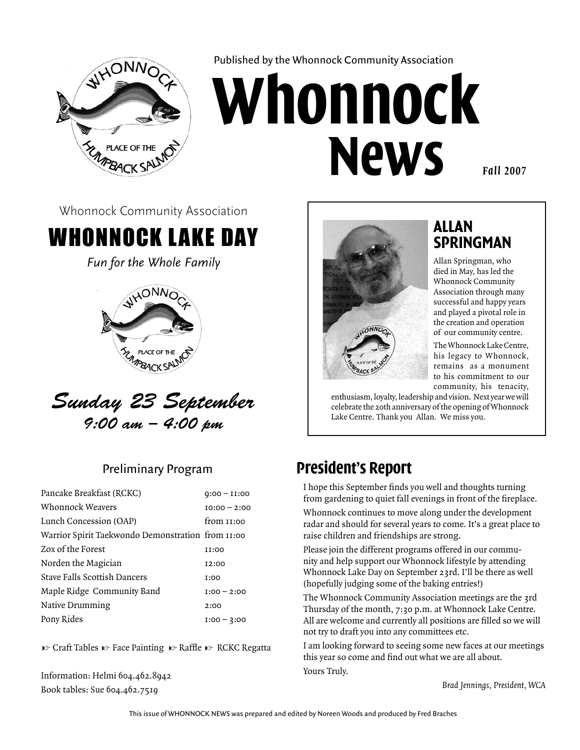Published by the Whonnock Community Association

# Whonnock News

*Fall 2007*

Whonnock Community Association

## WHONNOCK LAKE DAY

*Fun for the Whole Family*

***Sunday 23 September***
***9:00 am – 4:00 pm***

### Preliminary Program

| | |
|---|---|
| Pancake Breakfast (RCKC) | 9:00 – 11:00 |
| Whonnock Weavers | 10:00 – 2:00 |
| Lunch Concession (OAP) | from 11:00 |
| Warrior Spirit Taekwondo Demonstration | from 11:00 |
| Zox of the Forest | 11:00 |
| Norden the Magician | 12:00 |
| Stave Falls Scottish Dancers | 1:00 |
| Maple Ridge Community Band | 1:00 – 2:00 |
| Native Drumming | 2:00 |
| Pony Rides | 1:00 – 3:00 |

☞ Craft Tables ☞ Face Painting ☞ Raffle ☞ RCKC Regatta

Information: Helmi 604.462.8942
Book tables: Sue 604.462.7519

## ALLAN SPRINGMAN

Allan Springman, who died in May, has led the Whonnock Community Association through many successful and happy years and played a pivotal role in the creation and operation of our community centre.

The Whonnock Lake Centre, his legacy to Whonnock, remains as a monument to his commitment to our community, his tenacity, enthusiasm, loyalty, leadership and vision. Next year we will celebrate the 20th anniversary of the opening of Whonnock Lake Centre. Thank you Allan. We miss you.

## President's Report

I hope this September finds you well and thoughts turning from gardening to quiet fall evenings in front of the fireplace.

Whonnock continues to move along under the development radar and should for several years to come. It's a great place to raise children and friendships are strong.

Please join the different programs offered in our community and help support our Whonnock lifestyle by attending Whonnock Lake Day on September 23rd. I'll be there as well (hopefully judging some of the baking entries!)

The Whonnock Community Association meetings are the 3rd Thursday of the month, 7:30 p.m. at Whonnock Lake Centre. All are welcome and currently all positions are filled so we will not try to draft you into any committees etc.

I am looking forward to seeing some new faces at our meetings this year so come and find out what we are all about.

Yours Truly.

*Brad Jennings, President, WCA*

This issue of WHONNOCK NEWS was prepared and edited by Noreen Woods and produced by Fred Braches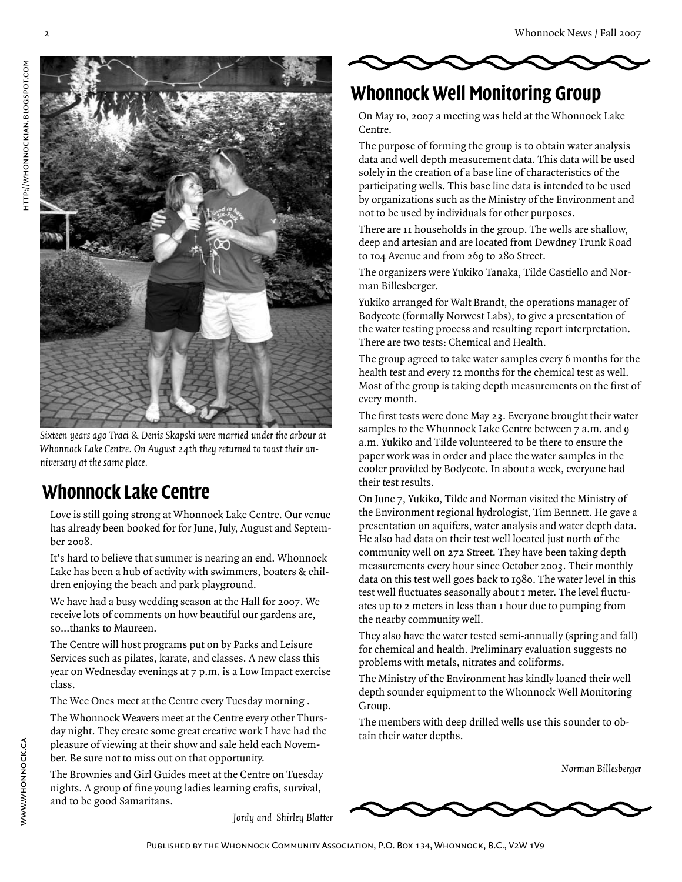*Sixteen years ago Traci & Denis Skapski were married under the arbour at Whonnock Lake Centre. On August 24th they returned to toast their anniversary at the same place.*

## Whonnock Lake Centre

Love is still going strong at Whonnock Lake Centre. Our venue has already been booked for for June, July, August and September 2008.

It's hard to believe that summer is nearing an end. Whonnock Lake has been a hub of activity with swimmers, boaters & children enjoying the beach and park playground.

We have had a busy wedding season at the Hall for 2007. We receive lots of comments on how beautiful our gardens are, so...thanks to Maureen.

The Centre will host programs put on by Parks and Leisure Services such as pilates, karate, and classes. A new class this year on Wednesday evenings at 7 p.m. is a Low Impact exercise class.

The Wee Ones meet at the Centre every Tuesday morning .

The Whonnock Weavers meet at the Centre every other Thursday night. They create some great creative work I have had the pleasure of viewing at their show and sale held each November. Be sure not to miss out on that opportunity.

The Brownies and Girl Guides meet at the Centre on Tuesday nights. A group of fine young ladies learning crafts, survival, and to be good Samaritans.

*Jordy and Shirley Blatter*

## Whonnock Well Monitoring Group

On May 10, 2007 a meeting was held at the Whonnock Lake Centre.

The purpose of forming the group is to obtain water analysis data and well depth measurement data. This data will be used solely in the creation of a base line of characteristics of the participating wells. This base line data is intended to be used by organizations such as the Ministry of the Environment and not to be used by individuals for other purposes.

There are 11 households in the group. The wells are shallow, deep and artesian and are located from Dewdney Trunk Road to 104 Avenue and from 269 to 280 Street.

The organizers were Yukiko Tanaka, Tilde Castiello and Norman Billesberger.

Yukiko arranged for Walt Brandt, the operations manager of Bodycote (formally Norwest Labs), to give a presentation of the water testing process and resulting report interpretation. There are two tests: Chemical and Health.

The group agreed to take water samples every 6 months for the health test and every 12 months for the chemical test as well. Most of the group is taking depth measurements on the first of every month.

The first tests were done May 23. Everyone brought their water samples to the Whonnock Lake Centre between 7 a.m. and 9 a.m. Yukiko and Tilde volunteered to be there to ensure the paper work was in order and place the water samples in the cooler provided by Bodycote. In about a week, everyone had their test results.

On June 7, Yukiko, Tilde and Norman visited the Ministry of the Environment regional hydrologist, Tim Bennett. He gave a presentation on aquifers, water analysis and water depth data. He also had data on their test well located just north of the community well on 272 Street. They have been taking depth measurements every hour since October 2003. Their monthly data on this test well goes back to 1980. The water level in this test well fluctuates seasonally about 1 meter. The level fluctuates up to 2 meters in less than 1 hour due to pumping from the nearby community well.

They also have the water tested semi-annually (spring and fall) for chemical and health. Preliminary evaluation suggests no problems with metals, nitrates and coliforms.

The Ministry of the Environment has kindly loaned their well depth sounder equipment to the Whonnock Well Monitoring Group.

The members with deep drilled wells use this sounder to obtain their water depths.

*Norman Billesberger*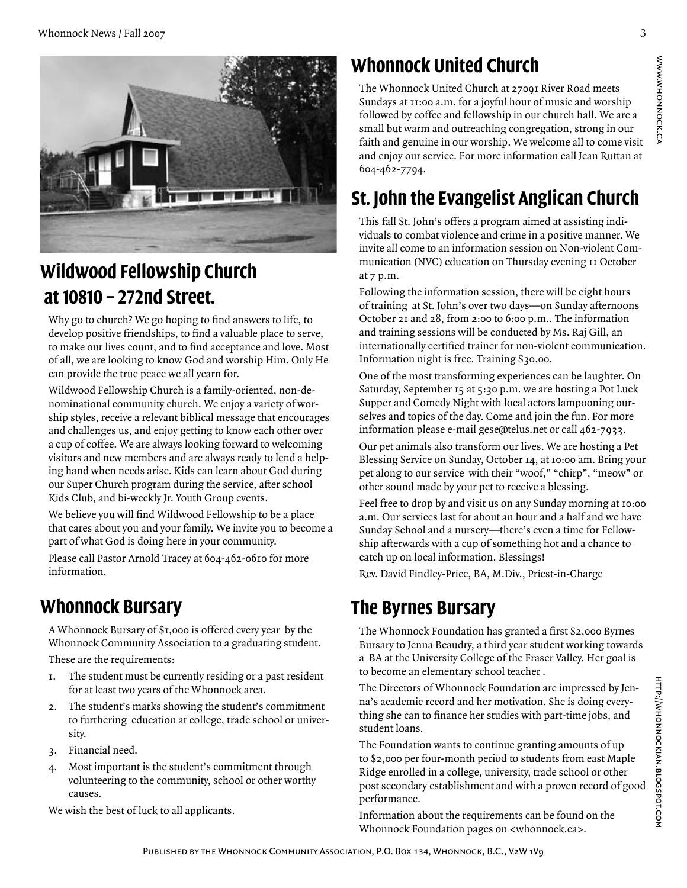## Wildwood Fellowship Church at 10810 – 272nd Street.

Why go to church? We go hoping to find answers to life, to develop positive friendships, to find a valuable place to serve, to make our lives count, and to find acceptance and love. Most of all, we are looking to know God and worship Him. Only He can provide the true peace we all yearn for.

Wildwood Fellowship Church is a family-oriented, non-denominational community church. We enjoy a variety of worship styles, receive a relevant biblical message that encourages and challenges us, and enjoy getting to know each other over a cup of coffee. We are always looking forward to welcoming visitors and new members and are always ready to lend a helping hand when needs arise. Kids can learn about God during our Super Church program during the service, after school Kids Club, and bi-weekly Jr. Youth Group events.

We believe you will find Wildwood Fellowship to be a place that cares about you and your family. We invite you to become a part of what God is doing here in your community.

Please call Pastor Arnold Tracey at 604-462-0610 for more information.

## Whonnock Bursary

A Whonnock Bursary of $1,000 is offered every year by the Whonnock Community Association to a graduating student.

These are the requirements:

1. The student must be currently residing or a past resident for at least two years of the Whonnock area.
2. The student's marks showing the student's commitment to furthering education at college, trade school or university.
3. Financial need.
4. Most important is the student's commitment through volunteering to the community, school or other worthy causes.

We wish the best of luck to all applicants.

## Whonnock United Church

The Whonnock United Church at 27091 River Road meets Sundays at 11:00 a.m. for a joyful hour of music and worship followed by coffee and fellowship in our church hall. We are a small but warm and outreaching congregation, strong in our faith and genuine in our worship. We welcome all to come visit and enjoy our service. For more information call Jean Ruttan at 604-462-7794.

## St. John the Evangelist Anglican Church

This fall St. John's offers a program aimed at assisting individuals to combat violence and crime in a positive manner. We invite all come to an information session on Non-violent Communication (NVC) education on Thursday evening 11 October at 7 p.m.

Following the information session, there will be eight hours of training at St. John's over two days—on Sunday afternoons October 21 and 28, from 2:00 to 6:00 p.m.. The information and training sessions will be conducted by Ms. Raj Gill, an internationally certified trainer for non-violent communication. Information night is free. Training $30.00.

One of the most transforming experiences can be laughter. On Saturday, September 15 at 5:30 p.m. we are hosting a Pot Luck Supper and Comedy Night with local actors lampooning ourselves and topics of the day. Come and join the fun. For more information please e-mail gese@telus.net or call 462-7933.

Our pet animals also transform our lives. We are hosting a Pet Blessing Service on Sunday, October 14, at 10:00 am. Bring your pet along to our service with their "woof," "chirp", "meow" or other sound made by your pet to receive a blessing.

Feel free to drop by and visit us on any Sunday morning at 10:00 a.m. Our services last for about an hour and a half and we have Sunday School and a nursery—there's even a time for Fellowship afterwards with a cup of something hot and a chance to catch up on local information. Blessings!

Rev. David Findley-Price, BA, M.Div., Priest-in-Charge

## The Byrnes Bursary

The Whonnock Foundation has granted a first $2,000 Byrnes Bursary to Jenna Beaudry, a third year student working towards a BA at the University College of the Fraser Valley. Her goal is to become an elementary school teacher .

The Directors of Whonnock Foundation are impressed by Jenna's academic record and her motivation. She is doing everything she can to finance her studies with part-time jobs, and student loans.

The Foundation wants to continue granting amounts of up to $2,000 per four-month period to students from east Maple Ridge enrolled in a college, university, trade school or other post secondary establishment and with a proven record of good performance.

Information about the requirements can be found on the Whonnock Foundation pages on <whonnock.ca>.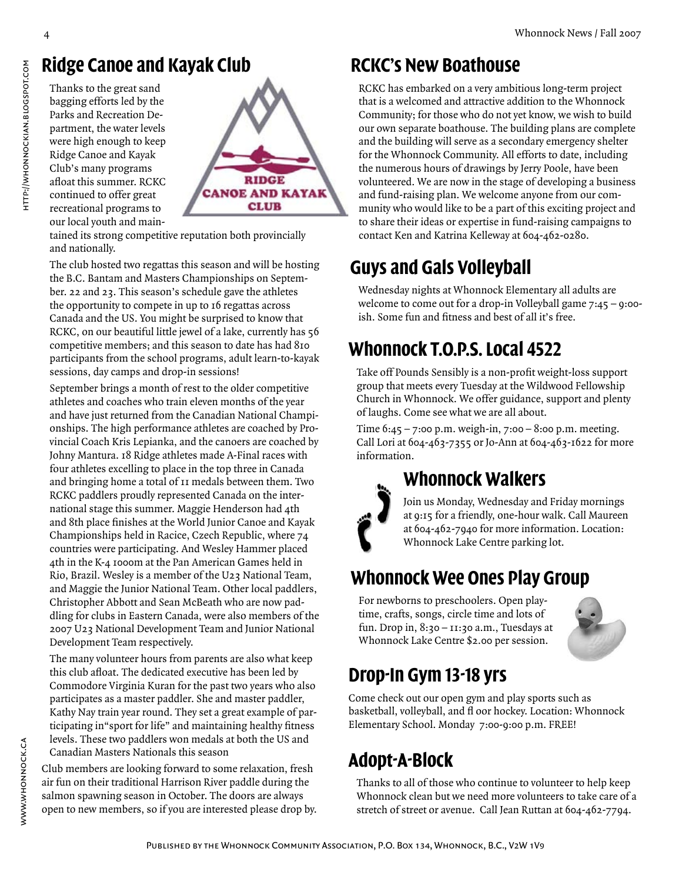## Ridge Canoe and Kayak Club

Thanks to the great sand bagging efforts led by the Parks and Recreation Department, the water levels were high enough to keep Ridge Canoe and Kayak Club's many programs afloat this summer. RCKC continued to offer great recreational programs to our local youth and maintained its strong competitive reputation both provincially and nationally.

The club hosted two regattas this season and will be hosting the B.C. Bantam and Masters Championships on September. 22 and 23. This season's schedule gave the athletes the opportunity to compete in up to 16 regattas across Canada and the US. You might be surprised to know that RCKC, on our beautiful little jewel of a lake, currently has 56 competitive members; and this season to date has had 810 participants from the school programs, adult learn-to-kayak sessions, day camps and drop-in sessions!

September brings a month of rest to the older competitive athletes and coaches who train eleven months of the year and have just returned from the Canadian National Championships. The high performance athletes are coached by Provincial Coach Kris Lepianka, and the canoers are coached by Johny Mantura. 18 Ridge athletes made A-Final races with four athletes excelling to place in the top three in Canada and bringing home a total of 11 medals between them. Two RCKC paddlers proudly represented Canada on the international stage this summer. Maggie Henderson had 4th and 8th place finishes at the World Junior Canoe and Kayak Championships held in Racice, Czech Republic, where 74 countries were participating. And Wesley Hammer placed 4th in the K-4 1000m at the Pan American Games held in Rio, Brazil. Wesley is a member of the U23 National Team, and Maggie the Junior National Team. Other local paddlers, Christopher Abbott and Sean McBeath who are now paddling for clubs in Eastern Canada, were also members of the 2007 U23 National Development Team and Junior National Development Team respectively.

The many volunteer hours from parents are also what keep this club afloat. The dedicated executive has been led by Commodore Virginia Kuran for the past two years who also participates as a master paddler. She and master paddler, Kathy Nay train year round. They set a great example of participating in"sport for life" and maintaining healthy fitness levels. These two paddlers won medals at both the US and Canadian Masters Nationals this season

Club members are looking forward to some relaxation, fresh air fun on their traditional Harrison River paddle during the salmon spawning season in October. The doors are always open to new members, so if you are interested please drop by.

## RCKC's New Boathouse

RCKC has embarked on a very ambitious long-term project that is a welcomed and attractive addition to the Whonnock Community; for those who do not yet know, we wish to build our own separate boathouse. The building plans are complete and the building will serve as a secondary emergency shelter for the Whonnock Community. All efforts to date, including the numerous hours of drawings by Jerry Poole, have been volunteered. We are now in the stage of developing a business and fund-raising plan. We welcome anyone from our community who would like to be a part of this exciting project and to share their ideas or expertise in fund-raising campaigns to contact Ken and Katrina Kelleway at 604-462-0280.

## Guys and Gals Volleyball

Wednesday nights at Whonnock Elementary all adults are welcome to come out for a drop-in Volleyball game 7:45 – 9:00-ish. Some fun and fitness and best of all it's free.

## Whonnock T.O.P.S. Local 4522

Take off Pounds Sensibly is a non-profit weight-loss support group that meets every Tuesday at the Wildwood Fellowship Church in Whonnock. We offer guidance, support and plenty of laughs. Come see what we are all about.

Time 6:45 – 7:00 p.m. weigh-in, 7:00 – 8:00 p.m. meeting. Call Lori at 604-463-7355 or Jo-Ann at 604-463-1622 for more information.

## Whonnock Walkers

Join us Monday, Wednesday and Friday mornings at 9:15 for a friendly, one-hour walk. Call Maureen at 604-462-7940 for more information. Location: Whonnock Lake Centre parking lot.

## Whonnock Wee Ones Play Group

For newborns to preschoolers. Open playtime, crafts, songs, circle time and lots of fun. Drop in, 8:30 – 11:30 a.m., Tuesdays at Whonnock Lake Centre $2.00 per session.

## Drop-In Gym 13-18 yrs

Come check out our open gym and play sports such as basketball, volleyball, and fl oor hockey. Location: Whonnock Elementary School. Monday 7:00-9:00 p.m. FREE!

## Adopt-A-Block

Thanks to all of those who continue to volunteer to help keep Whonnock clean but we need more volunteers to take care of a stretch of street or avenue. Call Jean Ruttan at 604-462-7794.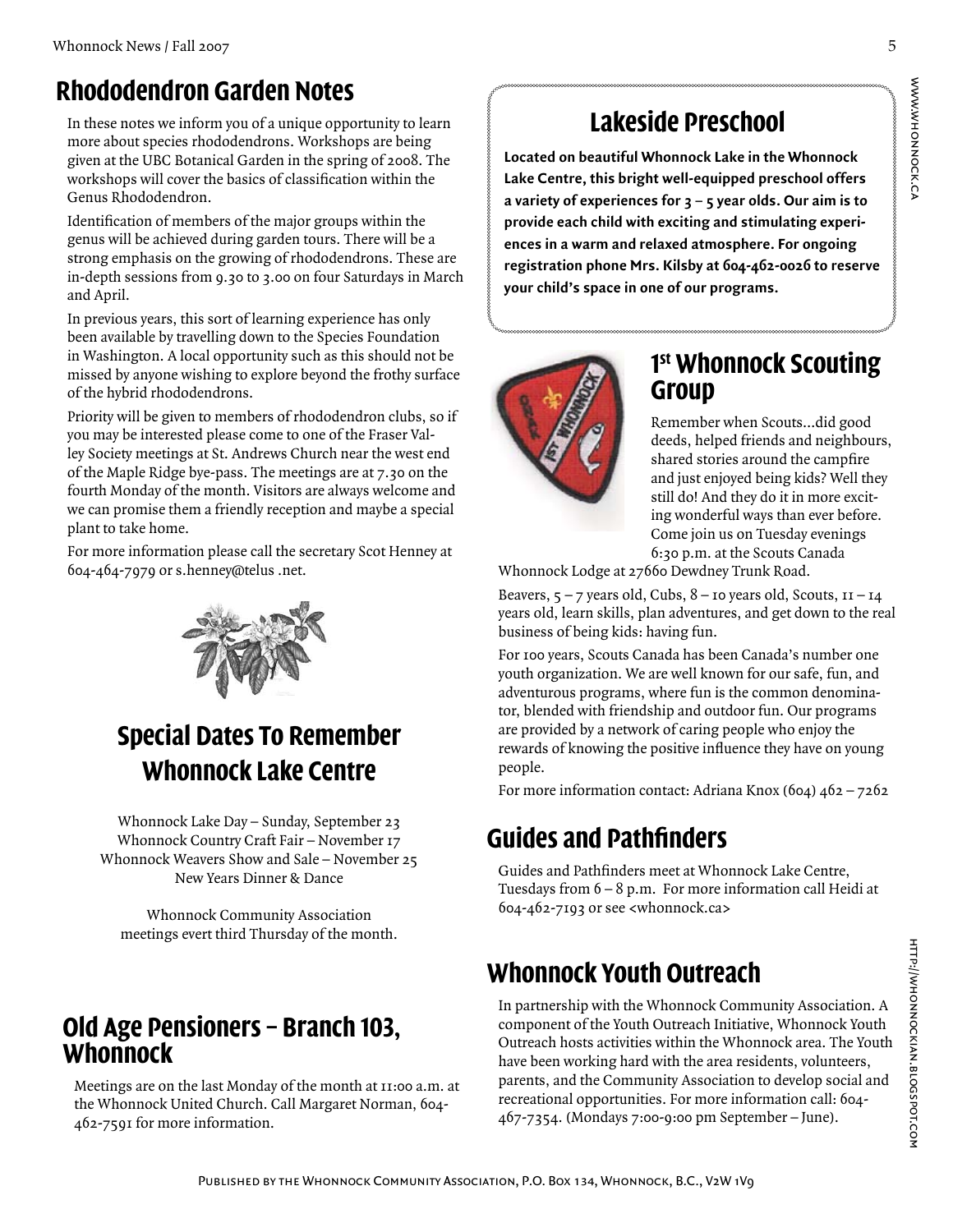## Rhododendron Garden Notes

In these notes we inform you of a unique opportunity to learn more about species rhododendrons. Workshops are being given at the UBC Botanical Garden in the spring of 2008. The workshops will cover the basics of classification within the Genus Rhododendron.

Identification of members of the major groups within the genus will be achieved during garden tours. There will be a strong emphasis on the growing of rhododendrons. These are in-depth sessions from 9.30 to 3.00 on four Saturdays in March and April.

In previous years, this sort of learning experience has only been available by travelling down to the Species Foundation in Washington. A local opportunity such as this should not be missed by anyone wishing to explore beyond the frothy surface of the hybrid rhododendrons.

Priority will be given to members of rhododendron clubs, so if you may be interested please come to one of the Fraser Valley Society meetings at St. Andrews Church near the west end of the Maple Ridge bye-pass. The meetings are at 7.30 on the fourth Monday of the month. Visitors are always welcome and we can promise them a friendly reception and maybe a special plant to take home.

For more information please call the secretary Scot Henney at 604-464-7979 or s.henney@telus .net.

## Special Dates To Remember Whonnock Lake Centre

Whonnock Lake Day – Sunday, September 23
Whonnock Country Craft Fair – November 17
Whonnock Weavers Show and Sale – November 25
New Years Dinner & Dance

Whonnock Community Association
meetings evert third Thursday of the month.

## Old Age Pensioners – Branch 103, Whonnock

Meetings are on the last Monday of the month at 11:00 a.m. at the Whonnock United Church. Call Margaret Norman, 604-462-7591 for more information.

## Lakeside Preschool

**Located on beautiful Whonnock Lake in the Whonnock Lake Centre, this bright well-equipped preschool offers a variety of experiences for 3 – 5 year olds. Our aim is to provide each child with exciting and stimulating experiences in a warm and relaxed atmosphere. For ongoing registration phone Mrs. Kilsby at 604-462-0026 to reserve your child's space in one of our programs.**

## 1st Whonnock Scouting Group

Remember when Scouts...did good deeds, helped friends and neighbours, shared stories around the campfire and just enjoyed being kids? Well they still do! And they do it in more exciting wonderful ways than ever before. Come join us on Tuesday evenings 6:30 p.m. at the Scouts Canada Whonnock Lodge at 27660 Dewdney Trunk Road.

Beavers, 5 – 7 years old, Cubs, 8 – 10 years old, Scouts, 11 – 14 years old, learn skills, plan adventures, and get down to the real business of being kids: having fun.

For 100 years, Scouts Canada has been Canada's number one youth organization. We are well known for our safe, fun, and adventurous programs, where fun is the common denominator, blended with friendship and outdoor fun. Our programs are provided by a network of caring people who enjoy the rewards of knowing the positive influence they have on young people.

For more information contact: Adriana Knox (604) 462 – 7262

## Guides and Pathfinders

Guides and Pathfinders meet at Whonnock Lake Centre, Tuesdays from 6 – 8 p.m. For more information call Heidi at 604-462-7193 or see <whonnock.ca>

## Whonnock Youth Outreach

In partnership with the Whonnock Community Association. A component of the Youth Outreach Initiative, Whonnock Youth Outreach hosts activities within the Whonnock area. The Youth have been working hard with the area residents, volunteers, parents, and the Community Association to develop social and recreational opportunities. For more information call: 604-467-7354. (Mondays 7:00-9:00 pm September – June).

Published by the Whonnock Community Association, P.O. Box 134, Whonnock, B.C., V2W 1V9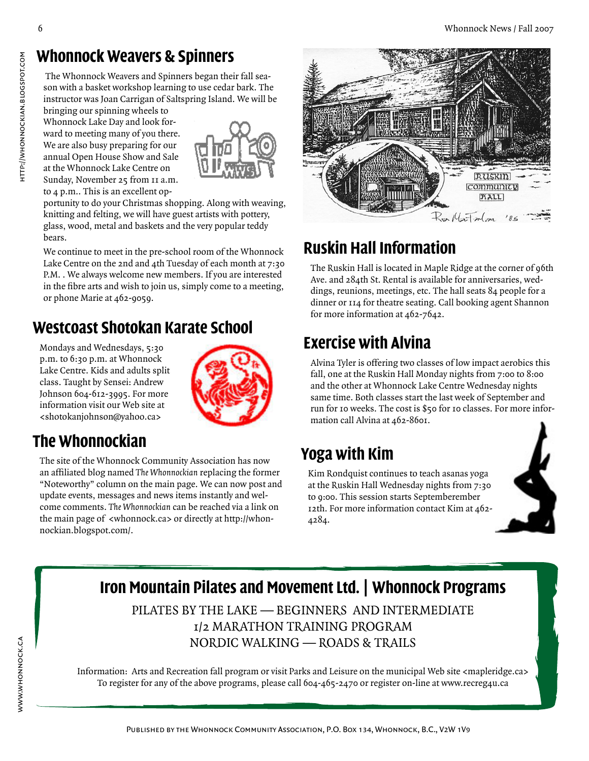## Whonnock Weavers & Spinners

The Whonnock Weavers and Spinners began their fall season with a basket workshop learning to use cedar bark. The instructor was Joan Carrigan of Saltspring Island. We will be bringing our spinning wheels to Whonnock Lake Day and look forward to meeting many of you there. We are also busy preparing for our annual Open House Show and Sale at the Whonnock Lake Centre on Sunday, November 25 from 11 a.m. to 4 p.m.. This is an excellent opportunity to do your Christmas shopping. Along with weaving, knitting and felting, we will have guest artists with pottery, glass, wood, metal and baskets and the very popular teddy bears.

We continue to meet in the pre-school room of the Whonnock Lake Centre on the 2nd and 4th Tuesday of each month at 7:30 P.M. . We always welcome new members. If you are interested in the fibre arts and wish to join us, simply come to a meeting, or phone Marie at 462-9059.

## Westcoast Shotokan Karate School

Mondays and Wednesdays, 5:30 p.m. to 6:30 p.m. at Whonnock Lake Centre. Kids and adults split class. Taught by Sensei: Andrew Johnson 604-612-3995. For more information visit our Web site at <shotokanjohnson@yahoo.ca>

## The Whonnockian

The site of the Whonnock Community Association has now an affiliated blog named *The Whonnockian* replacing the former "Noteworthy" column on the main page. We can now post and update events, messages and news items instantly and welcome comments. *The Whonnockian* can be reached via a link on the main page of <whonnock.ca> or directly at http://whonnockian.blogspot.com/.

RUSKIN COMMUNITY HALL

Ron MacFarlane '85

## Ruskin Hall Information

The Ruskin Hall is located in Maple Ridge at the corner of 96th Ave. and 284th St. Rental is available for anniversaries, weddings, reunions, meetings, etc. The hall seats 84 people for a dinner or 114 for theatre seating. Call booking agent Shannon for more information at 462-7642.

## Exercise with Alvina

Alvina Tyler is offering two classes of low impact aerobics this fall, one at the Ruskin Hall Monday nights from 7:00 to 8:00 and the other at Whonnock Lake Centre Wednesday nights same time. Both classes start the last week of September and run for 10 weeks. The cost is $50 for 10 classes. For more information call Alvina at 462-8601.

## Yoga with Kim

Kim Rondquist continues to teach asanas yoga at the Ruskin Hall Wednesday nights from 7:30 to 9:00. This session starts Septemberember 12th. For more information contact Kim at 462-4284.

## Iron Mountain Pilates and Movement Ltd. | Whonnock Programs

PILATES BY THE LAKE — BEGINNERS AND INTERMEDIATE
1/2 MARATHON TRAINING PROGRAM
NORDIC WALKING — ROADS & TRAILS

Information: Arts and Recreation fall program or visit Parks and Leisure on the municipal Web site <mapleridge.ca>
To register for any of the above programs, please call 604-465-2470 or register on-line at www.recreg4u.ca

Published by the Whonnock Community Association, P.O. Box 134, Whonnock, B.C., V2W 1V9